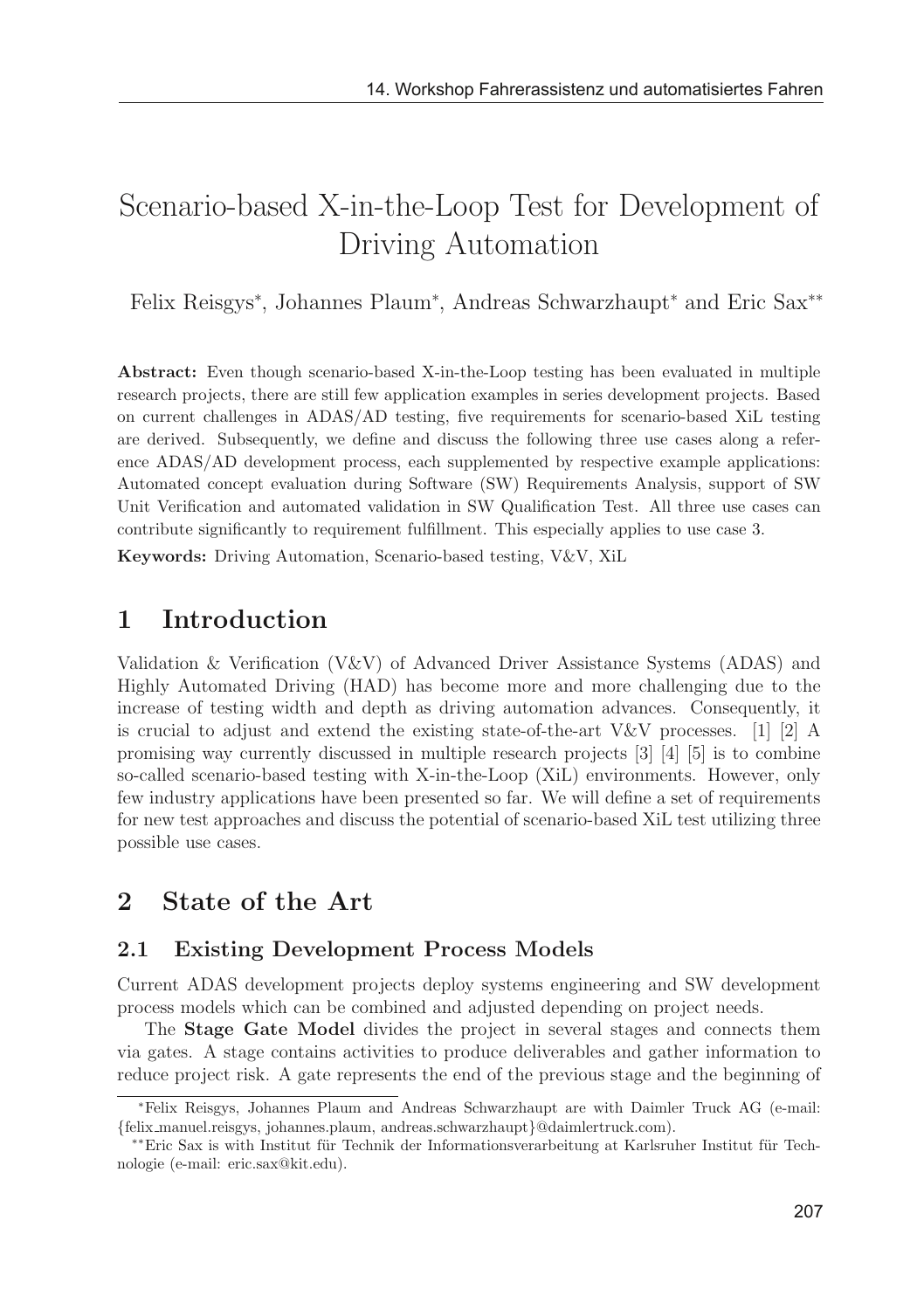# Scenario-based X-in-the-Loop Test for Development of Driving Automation

Felix Reisgys*, Johannes Plaum*, Andreas Schwarzhaupt* and Eric Sax**

**Abstract:** Even though scenario-based X-in-the-Loop testing has been evaluated in multiple research projects, there are still few application examples in series development projects. Based on current challenges in ADAS/AD testing, five requirements for scenario-based XiL testing are derived. Subsequently, we define and discuss the following three use cases along a reference ADAS/AD development process, each supplemented by respective example applications: Automated concept evaluation during Software (SW) Requirements Analysis, support of SW Unit Verification and automated validation in SW Qualification Test. All three use cases can contribute significantly to requirement fulfillment. This especially applies to use case 3.

**Keywords:** Driving Automation, Scenario-based testing, V&V, XiL

## 1 Introduction

Validation & Verification (V&V) of Advanced Driver Assistance Systems (ADAS) and Highly Automated Driving (HAD) has become more and more challenging due to the increase of testing width and depth as driving automation advances. Consequently, it is crucial to adjust and extend the existing state-of-the-art V&V processes. [1] [2] A promising way currently discussed in multiple research projects [3] [4] [5] is to combine so-called scenario-based testing with X-in-the-Loop (XiL) environments. However, only few industry applications have been presented so far. We will define a set of requirements for new test approaches and discuss the potential of scenario-based XiL test utilizing three possible use cases.

## 2 State of the Art

### 2.1 Existing Development Process Models

Current ADAS development projects deploy systems engineering and SW development process models which can be combined and adjusted depending on project needs.

The **Stage Gate Model** divides the project in several stages and connects them via gates. A stage contains activities to produce deliverables and gather information to reduce project risk. A gate represents the end of the previous stage and the beginning of

---

*Felix Reisgys, Johannes Plaum and Andreas Schwarzhaupt are with Daimler Truck AG (e-mail: {felix_manuel.reisgys, johannes.plaum, andreas.schwarzhaupt}@daimlertruck.com).

**Eric Sax is with Institut für Technik der Informationsverarbeitung at Karlsruher Institut für Technologie (e-mail: eric.sax@kit.edu).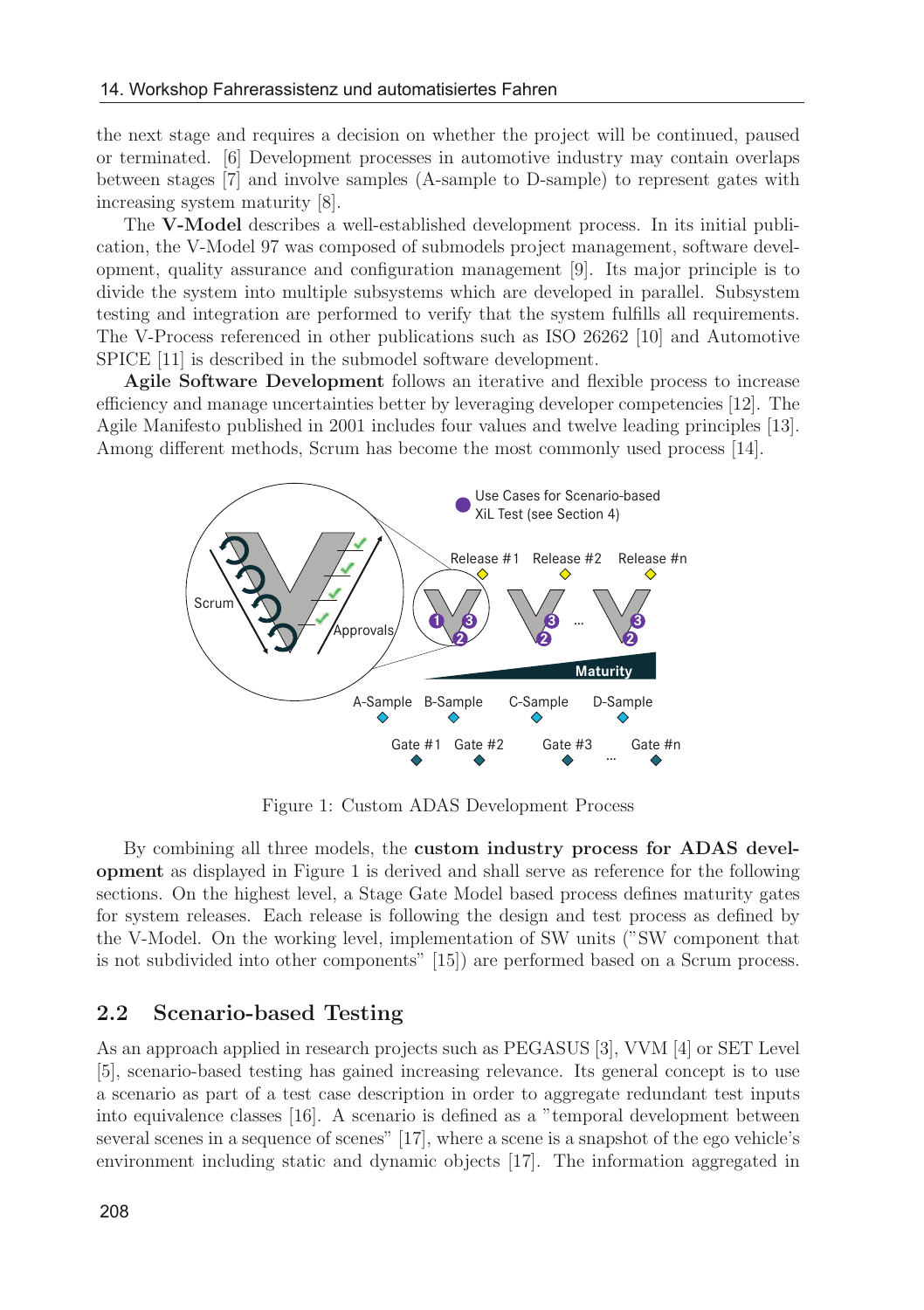the next stage and requires a decision on whether the project will be continued, paused or terminated. [6] Development processes in automotive industry may contain overlaps between stages [7] and involve samples (A-sample to D-sample) to represent gates with increasing system maturity [8].

The **V-Model** describes a well-established development process. In its initial publication, the V-Model 97 was composed of submodels project management, software development, quality assurance and configuration management [9]. Its major principle is to divide the system into multiple subsystems which are developed in parallel. Subsystem testing and integration are performed to verify that the system fulfills all requirements. The V-Process referenced in other publications such as ISO 26262 [10] and Automotive SPICE [11] is described in the submodel software development.

**Agile Software Development** follows an iterative and flexible process to increase efficiency and manage uncertainties better by leveraging developer competencies [12]. The Agile Manifesto published in 2001 includes four values and twelve leading principles [13]. Among different methods, Scrum has become the most commonly used process [14].

Figure 1: Custom ADAS Development Process

By combining all three models, the **custom industry process for ADAS development** as displayed in Figure 1 is derived and shall serve as reference for the following sections. On the highest level, a Stage Gate Model based process defines maturity gates for system releases. Each release is following the design and test process as defined by the V-Model. On the working level, implementation of SW units ("SW component that is not subdivided into other components" [15]) are performed based on a Scrum process.

## 2.2 Scenario-based Testing

As an approach applied in research projects such as PEGASUS [3], VVM [4] or SET Level [5], scenario-based testing has gained increasing relevance. Its general concept is to use a scenario as part of a test case description in order to aggregate redundant test inputs into equivalence classes [16]. A scenario is defined as a "temporal development between several scenes in a sequence of scenes" [17], where a scene is a snapshot of the ego vehicle's environment including static and dynamic objects [17]. The information aggregated in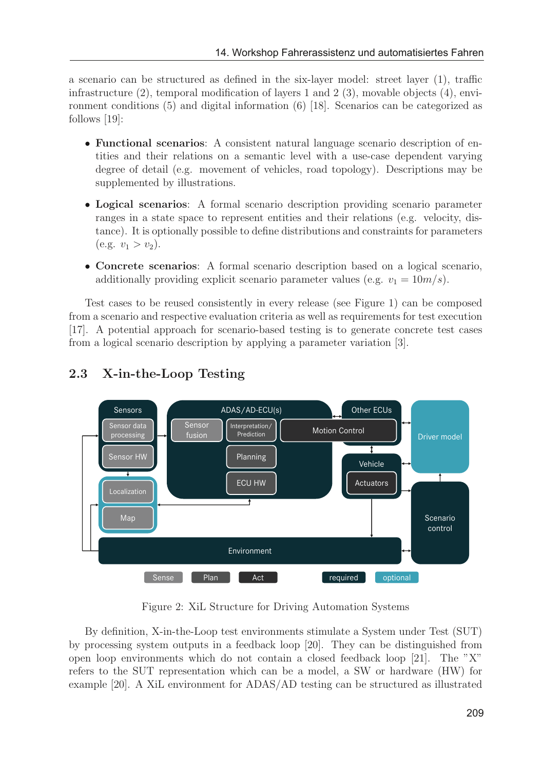a scenario can be structured as defined in the six-layer model: street layer (1), traffic infrastructure (2), temporal modification of layers 1 and 2 (3), movable objects (4), environment conditions (5) and digital information (6) [18]. Scenarios can be categorized as follows [19]:

- **Functional scenarios**: A consistent natural language scenario description of entities and their relations on a semantic level with a use-case dependent varying degree of detail (e.g. movement of vehicles, road topology). Descriptions may be supplemented by illustrations.
- **Logical scenarios**: A formal scenario description providing scenario parameter ranges in a state space to represent entities and their relations (e.g. velocity, distance). It is optionally possible to define distributions and constraints for parameters (e.g. $v_1 > v_2$).
- **Concrete scenarios**: A formal scenario description based on a logical scenario, additionally providing explicit scenario parameter values (e.g. $v_1 = 10m/s$).

Test cases to be reused consistently in every release (see Figure 1) can be composed from a scenario and respective evaluation criteria as well as requirements for test execution [17]. A potential approach for scenario-based testing is to generate concrete test cases from a logical scenario description by applying a parameter variation [3].

## 2.3 X-in-the-Loop Testing

Figure 2: XiL Structure for Driving Automation Systems

By definition, X-in-the-Loop test environments stimulate a System under Test (SUT) by processing system outputs in a feedback loop [20]. They can be distinguished from open loop environments which do not contain a closed feedback loop [21]. The "X" refers to the SUT representation which can be a model, a SW or hardware (HW) for example [20]. A XiL environment for ADAS/AD testing can be structured as illustrated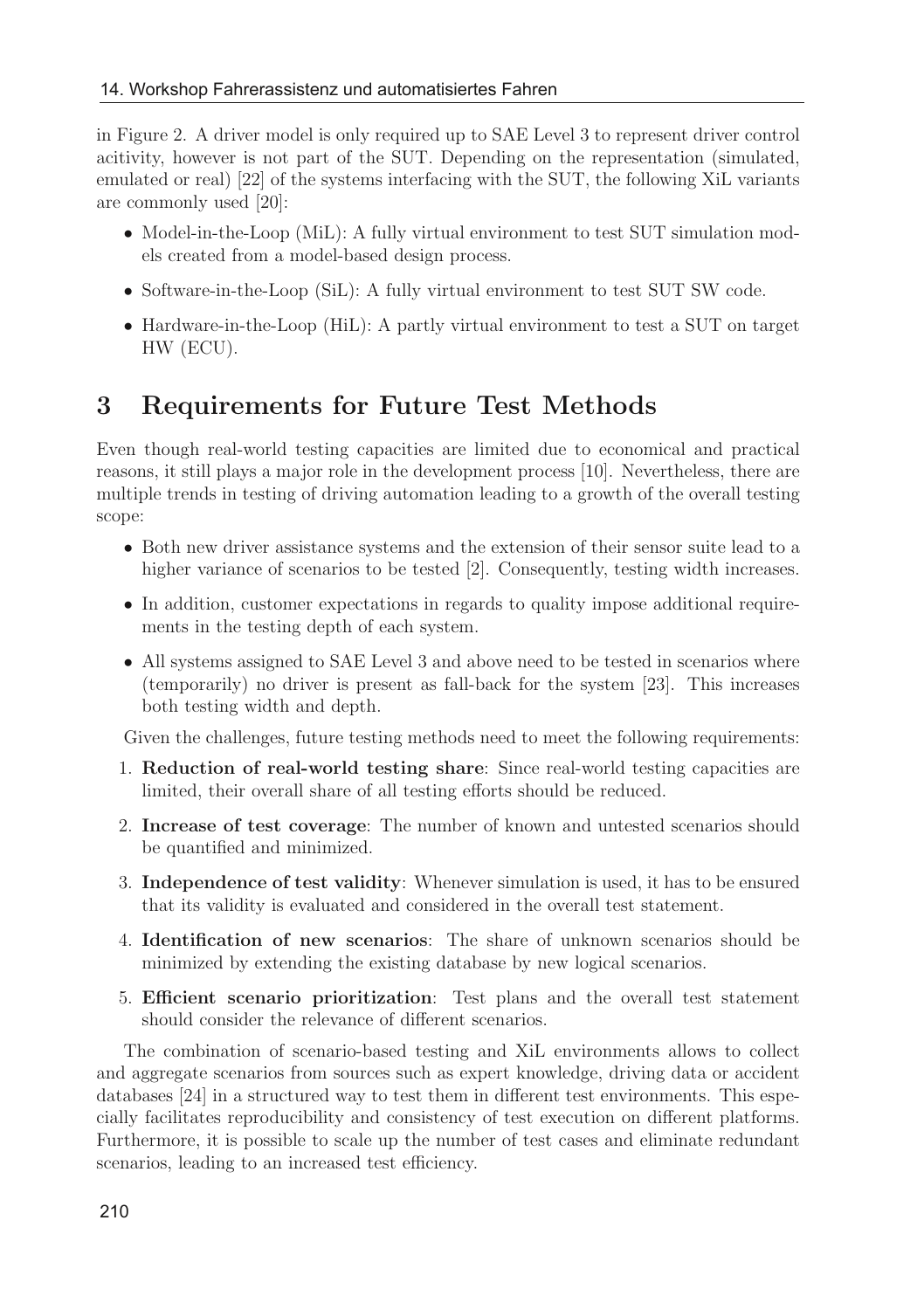in Figure 2. A driver model is only required up to SAE Level 3 to represent driver control acitivity, however is not part of the SUT. Depending on the representation (simulated, emulated or real) [22] of the systems interfacing with the SUT, the following XiL variants are commonly used [20]:

- Model-in-the-Loop (MiL): A fully virtual environment to test SUT simulation models created from a model-based design process.
- Software-in-the-Loop (SiL): A fully virtual environment to test SUT SW code.
- Hardware-in-the-Loop (HiL): A partly virtual environment to test a SUT on target HW (ECU).

## 3 Requirements for Future Test Methods

Even though real-world testing capacities are limited due to economical and practical reasons, it still plays a major role in the development process [10]. Nevertheless, there are multiple trends in testing of driving automation leading to a growth of the overall testing scope:

- Both new driver assistance systems and the extension of their sensor suite lead to a higher variance of scenarios to be tested [2]. Consequently, testing width increases.
- In addition, customer expectations in regards to quality impose additional requirements in the testing depth of each system.
- All systems assigned to SAE Level 3 and above need to be tested in scenarios where (temporarily) no driver is present as fall-back for the system [23]. This increases both testing width and depth.

Given the challenges, future testing methods need to meet the following requirements:

1. **Reduction of real-world testing share**: Since real-world testing capacities are limited, their overall share of all testing efforts should be reduced.
2. **Increase of test coverage**: The number of known and untested scenarios should be quantified and minimized.
3. **Independence of test validity**: Whenever simulation is used, it has to be ensured that its validity is evaluated and considered in the overall test statement.
4. **Identification of new scenarios**: The share of unknown scenarios should be minimized by extending the existing database by new logical scenarios.
5. **Efficient scenario prioritization**: Test plans and the overall test statement should consider the relevance of different scenarios.

The combination of scenario-based testing and XiL environments allows to collect and aggregate scenarios from sources such as expert knowledge, driving data or accident databases [24] in a structured way to test them in different test environments. This especially facilitates reproducibility and consistency of test execution on different platforms. Furthermore, it is possible to scale up the number of test cases and eliminate redundant scenarios, leading to an increased test efficiency.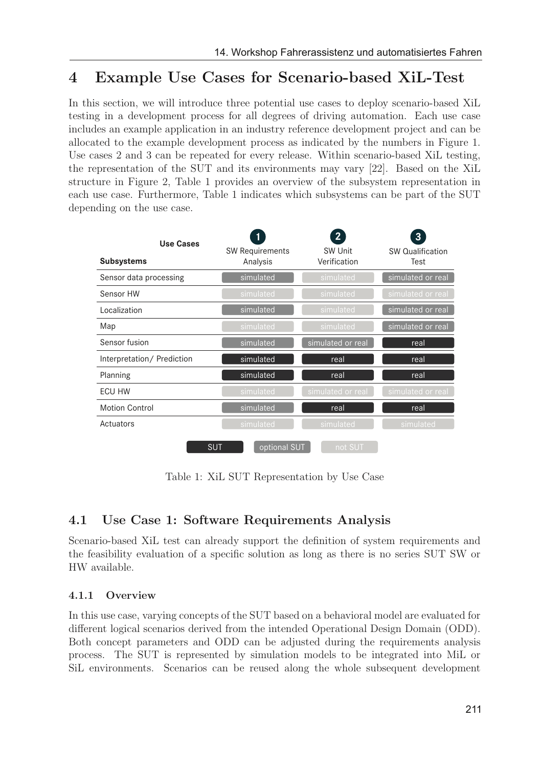## 4 Example Use Cases for Scenario-based XiL-Test

In this section, we will introduce three potential use cases to deploy scenario-based XiL testing in a development process for all degrees of driving automation. Each use case includes an example application in an industry reference development project and can be allocated to the example development process as indicated by the numbers in Figure 1. Use cases 2 and 3 can be repeated for every release. Within scenario-based XiL testing, the representation of the SUT and its environments may vary [22]. Based on the XiL structure in Figure 2, Table 1 provides an overview of the subsystem representation in each use case. Furthermore, Table 1 indicates which subsystems can be part of the SUT depending on the use case.

| **Subsystems** / **Use Cases** | 1 SW Requirements Analysis | 2 SW Unit Verification | 3 SW Qualification Test |
|---|---|---|---|
| Sensor data processing | simulated (optional SUT) | simulated (not SUT) | simulated or real (optional SUT) |
| Sensor HW | simulated (not SUT) | simulated (not SUT) | simulated or real (not SUT) |
| Localization | simulated (optional SUT) | simulated (not SUT) | simulated or real (optional SUT) |
| Map | simulated (not SUT) | simulated (not SUT) | simulated or real (optional SUT) |
| Sensor fusion | simulated (optional SUT) | simulated or real (optional SUT) | real (SUT) |
| Interpretation/ Prediction | simulated (SUT) | real (SUT) | real (SUT) |
| Planning | simulated (SUT) | real (SUT) | real (SUT) |
| ECU HW | simulated (not SUT) | simulated or real (not SUT) | simulated or real (not SUT) |
| Motion Control | simulated (optional SUT) | real (SUT) | real (SUT) |
| Actuators | simulated (not SUT) | simulated (not SUT) | simulated (not SUT) |

Legend: SUT | optional SUT | not SUT

Table 1: XiL SUT Representation by Use Case

### 4.1 Use Case 1: Software Requirements Analysis

Scenario-based XiL test can already support the definition of system requirements and the feasibility evaluation of a specific solution as long as there is no series SUT SW or HW available.

#### 4.1.1 Overview

In this use case, varying concepts of the SUT based on a behavioral model are evaluated for different logical scenarios derived from the intended Operational Design Domain (ODD). Both concept parameters and ODD can be adjusted during the requirements analysis process. The SUT is represented by simulation models to be integrated into MiL or SiL environments. Scenarios can be reused along the whole subsequent development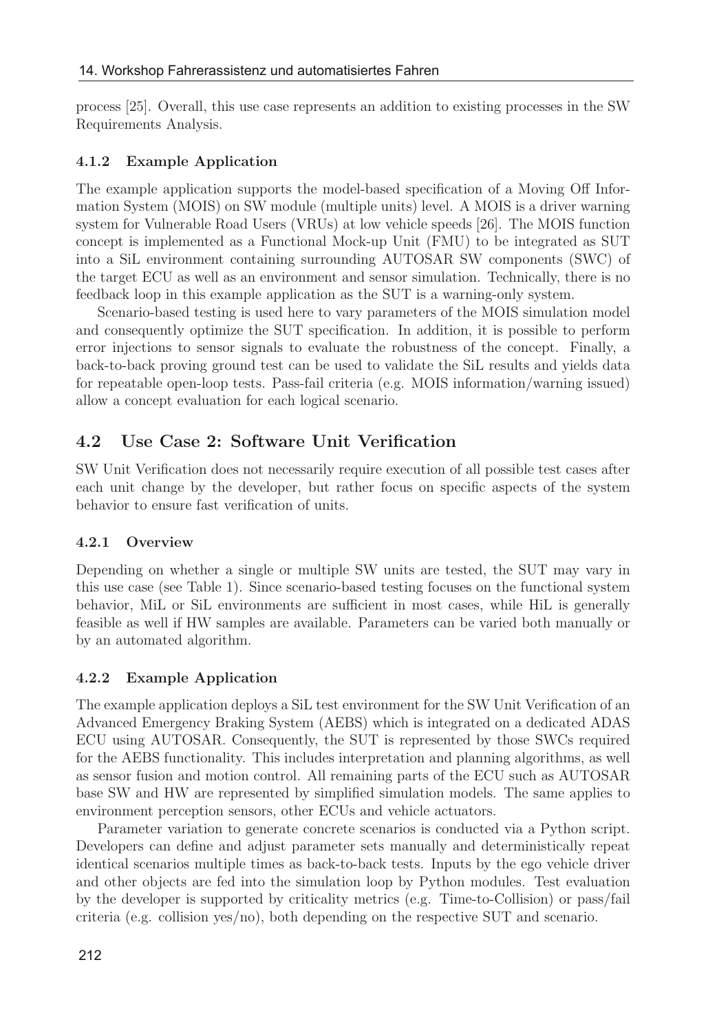process [25]. Overall, this use case represents an addition to existing processes in the SW Requirements Analysis.

#### 4.1.2 Example Application

The example application supports the model-based specification of a Moving Off Information System (MOIS) on SW module (multiple units) level. A MOIS is a driver warning system for Vulnerable Road Users (VRUs) at low vehicle speeds [26]. The MOIS function concept is implemented as a Functional Mock-up Unit (FMU) to be integrated as SUT into a SiL environment containing surrounding AUTOSAR SW components (SWC) of the target ECU as well as an environment and sensor simulation. Technically, there is no feedback loop in this example application as the SUT is a warning-only system.

Scenario-based testing is used here to vary parameters of the MOIS simulation model and consequently optimize the SUT specification. In addition, it is possible to perform error injections to sensor signals to evaluate the robustness of the concept. Finally, a back-to-back proving ground test can be used to validate the SiL results and yields data for repeatable open-loop tests. Pass-fail criteria (e.g. MOIS information/warning issued) allow a concept evaluation for each logical scenario.

### 4.2 Use Case 2: Software Unit Verification

SW Unit Verification does not necessarily require execution of all possible test cases after each unit change by the developer, but rather focus on specific aspects of the system behavior to ensure fast verification of units.

#### 4.2.1 Overview

Depending on whether a single or multiple SW units are tested, the SUT may vary in this use case (see Table 1). Since scenario-based testing focuses on the functional system behavior, MiL or SiL environments are sufficient in most cases, while HiL is generally feasible as well if HW samples are available. Parameters can be varied both manually or by an automated algorithm.

#### 4.2.2 Example Application

The example application deploys a SiL test environment for the SW Unit Verification of an Advanced Emergency Braking System (AEBS) which is integrated on a dedicated ADAS ECU using AUTOSAR. Consequently, the SUT is represented by those SWCs required for the AEBS functionality. This includes interpretation and planning algorithms, as well as sensor fusion and motion control. All remaining parts of the ECU such as AUTOSAR base SW and HW are represented by simplified simulation models. The same applies to environment perception sensors, other ECUs and vehicle actuators.

Parameter variation to generate concrete scenarios is conducted via a Python script. Developers can define and adjust parameter sets manually and deterministically repeat identical scenarios multiple times as back-to-back tests. Inputs by the ego vehicle driver and other objects are fed into the simulation loop by Python modules. Test evaluation by the developer is supported by criticality metrics (e.g. Time-to-Collision) or pass/fail criteria (e.g. collision yes/no), both depending on the respective SUT and scenario.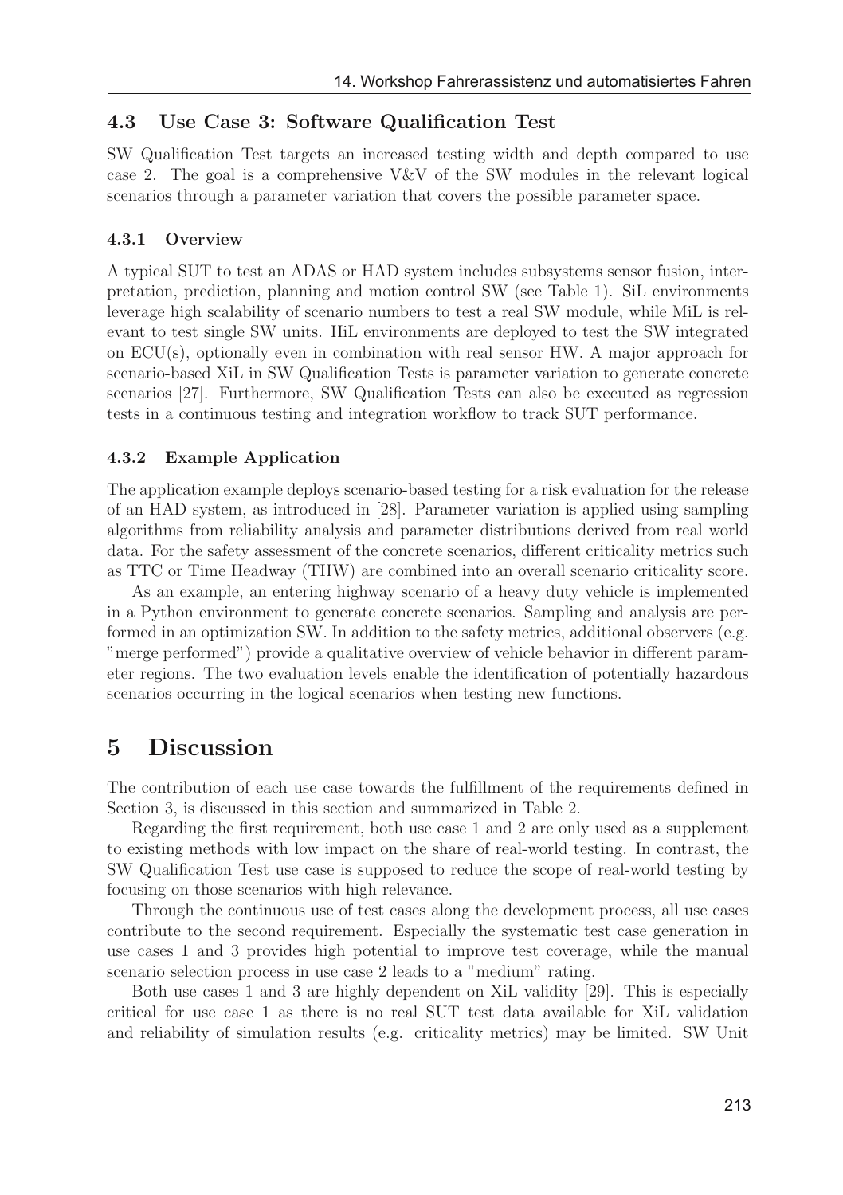### 4.3 Use Case 3: Software Qualification Test

SW Qualification Test targets an increased testing width and depth compared to use case 2. The goal is a comprehensive V&V of the SW modules in the relevant logical scenarios through a parameter variation that covers the possible parameter space.

#### 4.3.1 Overview

A typical SUT to test an ADAS or HAD system includes subsystems sensor fusion, interpretation, prediction, planning and motion control SW (see Table 1). SiL environments leverage high scalability of scenario numbers to test a real SW module, while MiL is relevant to test single SW units. HiL environments are deployed to test the SW integrated on ECU(s), optionally even in combination with real sensor HW. A major approach for scenario-based XiL in SW Qualification Tests is parameter variation to generate concrete scenarios [27]. Furthermore, SW Qualification Tests can also be executed as regression tests in a continuous testing and integration workflow to track SUT performance.

#### 4.3.2 Example Application

The application example deploys scenario-based testing for a risk evaluation for the release of an HAD system, as introduced in [28]. Parameter variation is applied using sampling algorithms from reliability analysis and parameter distributions derived from real world data. For the safety assessment of the concrete scenarios, different criticality metrics such as TTC or Time Headway (THW) are combined into an overall scenario criticality score.

As an example, an entering highway scenario of a heavy duty vehicle is implemented in a Python environment to generate concrete scenarios. Sampling and analysis are performed in an optimization SW. In addition to the safety metrics, additional observers (e.g. "merge performed") provide a qualitative overview of vehicle behavior in different parameter regions. The two evaluation levels enable the identification of potentially hazardous scenarios occurring in the logical scenarios when testing new functions.

## 5 Discussion

The contribution of each use case towards the fulfillment of the requirements defined in Section 3, is discussed in this section and summarized in Table 2.

Regarding the first requirement, both use case 1 and 2 are only used as a supplement to existing methods with low impact on the share of real-world testing. In contrast, the SW Qualification Test use case is supposed to reduce the scope of real-world testing by focusing on those scenarios with high relevance.

Through the continuous use of test cases along the development process, all use cases contribute to the second requirement. Especially the systematic test case generation in use cases 1 and 3 provides high potential to improve test coverage, while the manual scenario selection process in use case 2 leads to a "medium" rating.

Both use cases 1 and 3 are highly dependent on XiL validity [29]. This is especially critical for use case 1 as there is no real SUT test data available for XiL validation and reliability of simulation results (e.g. criticality metrics) may be limited. SW Unit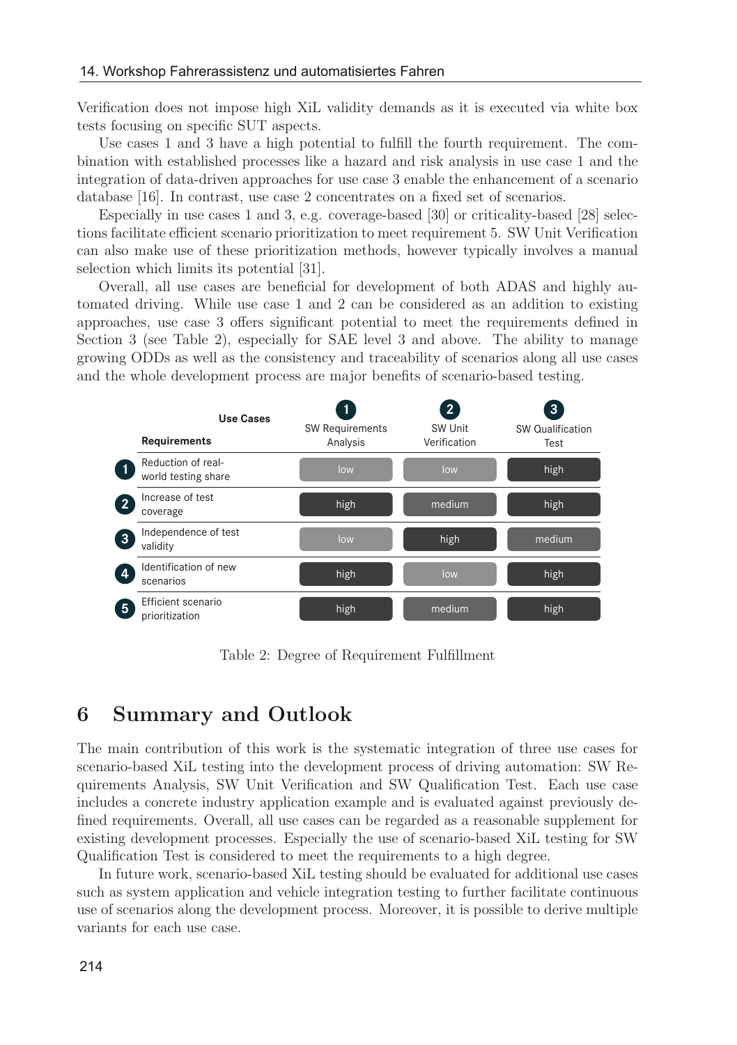Verification does not impose high XiL validity demands as it is executed via white box tests focusing on specific SUT aspects.

Use cases 1 and 3 have a high potential to fulfill the fourth requirement. The combination with established processes like a hazard and risk analysis in use case 1 and the integration of data-driven approaches for use case 3 enable the enhancement of a scenario database [16]. In contrast, use case 2 concentrates on a fixed set of scenarios.

Especially in use cases 1 and 3, e.g. coverage-based [30] or criticality-based [28] selections facilitate efficient scenario prioritization to meet requirement 5. SW Unit Verification can also make use of these prioritization methods, however typically involves a manual selection which limits its potential [31].

Overall, all use cases are beneficial for development of both ADAS and highly automated driving. While use case 1 and 2 can be considered as an addition to existing approaches, use case 3 offers significant potential to meet the requirements defined in Section 3 (see Table 2), especially for SAE level 3 and above. The ability to manage growing ODDs as well as the consistency and traceability of scenarios along all use cases and the whole development process are major benefits of scenario-based testing.

| Requirements \ Use Cases | 1 SW Requirements Analysis | 2 SW Unit Verification | 3 SW Qualification Test |
|---|---|---|---|
| 1 Reduction of real-world testing share | low | low | high |
| 2 Increase of test coverage | high | medium | high |
| 3 Independence of test validity | low | high | medium |
| 4 Identification of new scenarios | high | low | high |
| 5 Efficient scenario prioritization | high | medium | high |

Table 2: Degree of Requirement Fulfillment

## 6 Summary and Outlook

The main contribution of this work is the systematic integration of three use cases for scenario-based XiL testing into the development process of driving automation: SW Requirements Analysis, SW Unit Verification and SW Qualification Test. Each use case includes a concrete industry application example and is evaluated against previously defined requirements. Overall, all use cases can be regarded as a reasonable supplement for existing development processes. Especially the use of scenario-based XiL testing for SW Qualification Test is considered to meet the requirements to a high degree.

In future work, scenario-based XiL testing should be evaluated for additional use cases such as system application and vehicle integration testing to further facilitate continuous use of scenarios along the development process. Moreover, it is possible to derive multiple variants for each use case.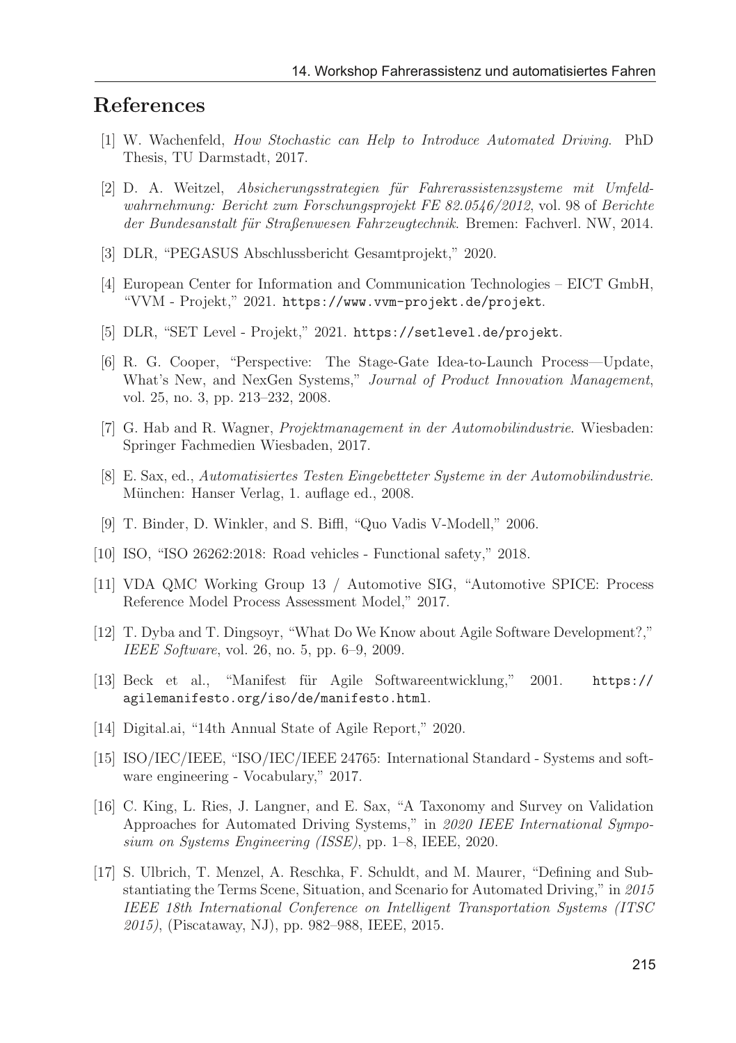## References

[1] W. Wachenfeld, *How Stochastic can Help to Introduce Automated Driving*. PhD Thesis, TU Darmstadt, 2017.

[2] D. A. Weitzel, *Absicherungsstrategien für Fahrerassistenzsysteme mit Umfeldwahrnehmung: Bericht zum Forschungsprojekt FE 82.0546/2012*, vol. 98 of *Berichte der Bundesanstalt für Straßenwesen Fahrzeugtechnik*. Bremen: Fachverl. NW, 2014.

[3] DLR, "PEGASUS Abschlussbericht Gesamtprojekt," 2020.

[4] European Center for Information and Communication Technologies – EICT GmbH, "VVM - Projekt," 2021. `https://www.vvm-projekt.de/projekt`.

[5] DLR, "SET Level - Projekt," 2021. `https://setlevel.de/projekt`.

[6] R. G. Cooper, "Perspective: The Stage-Gate Idea-to-Launch Process—Update, What's New, and NexGen Systems," *Journal of Product Innovation Management*, vol. 25, no. 3, pp. 213–232, 2008.

[7] G. Hab and R. Wagner, *Projektmanagement in der Automobilindustrie*. Wiesbaden: Springer Fachmedien Wiesbaden, 2017.

[8] E. Sax, ed., *Automatisiertes Testen Eingebetteter Systeme in der Automobilindustrie*. München: Hanser Verlag, 1. auflage ed., 2008.

[9] T. Binder, D. Winkler, and S. Biffl, "Quo Vadis V-Modell," 2006.

[10] ISO, "ISO 26262:2018: Road vehicles - Functional safety," 2018.

[11] VDA QMC Working Group 13 / Automotive SIG, "Automotive SPICE: Process Reference Model Process Assessment Model," 2017.

[12] T. Dyba and T. Dingsoyr, "What Do We Know about Agile Software Development?," *IEEE Software*, vol. 26, no. 5, pp. 6–9, 2009.

[13] Beck et al., "Manifest für Agile Softwareentwicklung," 2001. `https://agilemanifesto.org/iso/de/manifesto.html`.

[14] Digital.ai, "14th Annual State of Agile Report," 2020.

[15] ISO/IEC/IEEE, "ISO/IEC/IEEE 24765: International Standard - Systems and software engineering - Vocabulary," 2017.

[16] C. King, L. Ries, J. Langner, and E. Sax, "A Taxonomy and Survey on Validation Approaches for Automated Driving Systems," in *2020 IEEE International Symposium on Systems Engineering (ISSE)*, pp. 1–8, IEEE, 2020.

[17] S. Ulbrich, T. Menzel, A. Reschka, F. Schuldt, and M. Maurer, "Defining and Substantiating the Terms Scene, Situation, and Scenario for Automated Driving," in *2015 IEEE 18th International Conference on Intelligent Transportation Systems (ITSC 2015)*, (Piscataway, NJ), pp. 982–988, IEEE, 2015.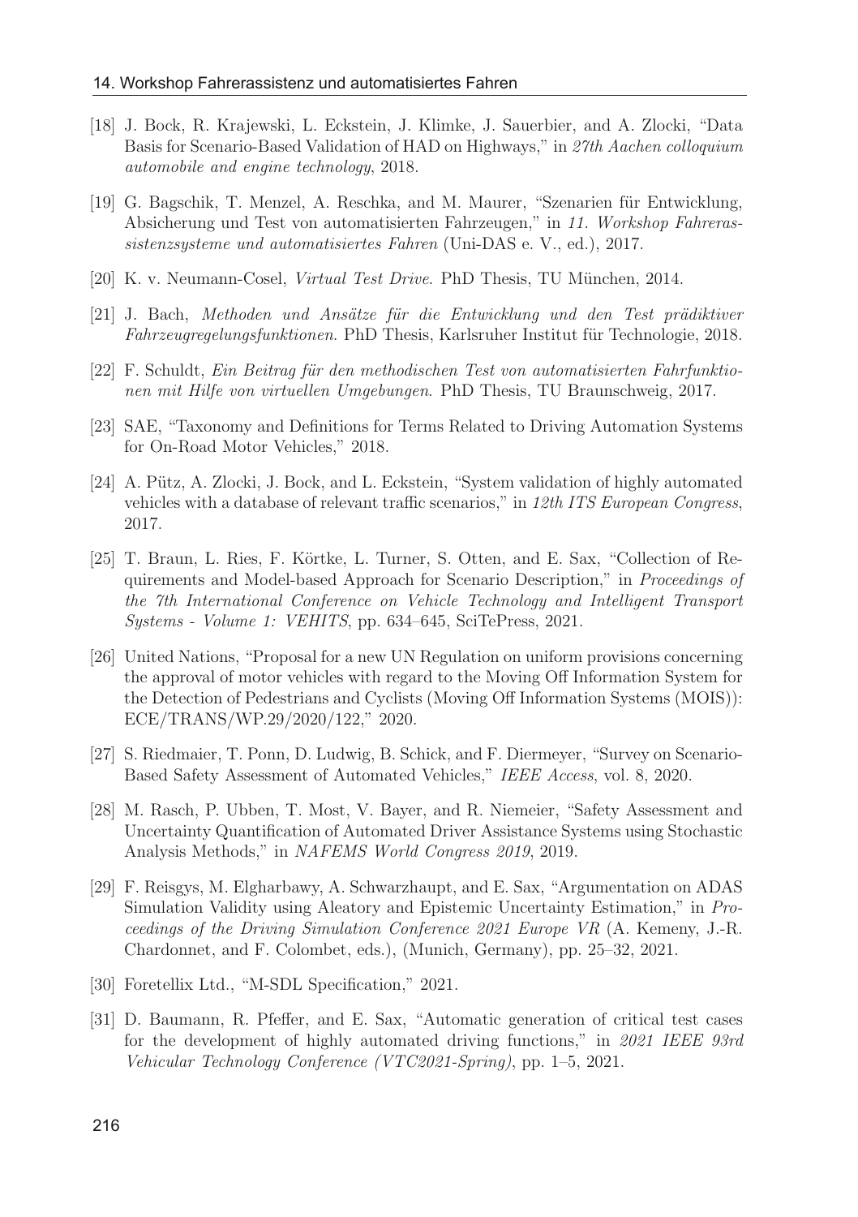[18] J. Bock, R. Krajewski, L. Eckstein, J. Klimke, J. Sauerbier, and A. Zlocki, "Data Basis for Scenario-Based Validation of HAD on Highways," in *27th Aachen colloquium automobile and engine technology*, 2018.

[19] G. Bagschik, T. Menzel, A. Reschka, and M. Maurer, "Szenarien für Entwicklung, Absicherung und Test von automatisierten Fahrzeugen," in *11. Workshop Fahrerassistenzsysteme und automatisiertes Fahren* (Uni-DAS e. V., ed.), 2017.

[20] K. v. Neumann-Cosel, *Virtual Test Drive*. PhD Thesis, TU München, 2014.

[21] J. Bach, *Methoden und Ansätze für die Entwicklung und den Test prädiktiver Fahrzeugregelungsfunktionen*. PhD Thesis, Karlsruher Institut für Technologie, 2018.

[22] F. Schuldt, *Ein Beitrag für den methodischen Test von automatisierten Fahrfunktionen mit Hilfe von virtuellen Umgebungen*. PhD Thesis, TU Braunschweig, 2017.

[23] SAE, "Taxonomy and Definitions for Terms Related to Driving Automation Systems for On-Road Motor Vehicles," 2018.

[24] A. Pütz, A. Zlocki, J. Bock, and L. Eckstein, "System validation of highly automated vehicles with a database of relevant traffic scenarios," in *12th ITS European Congress*, 2017.

[25] T. Braun, L. Ries, F. Körtke, L. Turner, S. Otten, and E. Sax, "Collection of Requirements and Model-based Approach for Scenario Description," in *Proceedings of the 7th International Conference on Vehicle Technology and Intelligent Transport Systems - Volume 1: VEHITS*, pp. 634–645, SciTePress, 2021.

[26] United Nations, "Proposal for a new UN Regulation on uniform provisions concerning the approval of motor vehicles with regard to the Moving Off Information System for the Detection of Pedestrians and Cyclists (Moving Off Information Systems (MOIS)): ECE/TRANS/WP.29/2020/122," 2020.

[27] S. Riedmaier, T. Ponn, D. Ludwig, B. Schick, and F. Diermeyer, "Survey on Scenario-Based Safety Assessment of Automated Vehicles," *IEEE Access*, vol. 8, 2020.

[28] M. Rasch, P. Ubben, T. Most, V. Bayer, and R. Niemeier, "Safety Assessment and Uncertainty Quantification of Automated Driver Assistance Systems using Stochastic Analysis Methods," in *NAFEMS World Congress 2019*, 2019.

[29] F. Reisgys, M. Elgharbawy, A. Schwarzhaupt, and E. Sax, "Argumentation on ADAS Simulation Validity using Aleatory and Epistemic Uncertainty Estimation," in *Proceedings of the Driving Simulation Conference 2021 Europe VR* (A. Kemeny, J.-R. Chardonnet, and F. Colombet, eds.), (Munich, Germany), pp. 25–32, 2021.

[30] Foretellix Ltd., "M-SDL Specification," 2021.

[31] D. Baumann, R. Pfeffer, and E. Sax, "Automatic generation of critical test cases for the development of highly automated driving functions," in *2021 IEEE 93rd Vehicular Technology Conference (VTC2021-Spring)*, pp. 1–5, 2021.